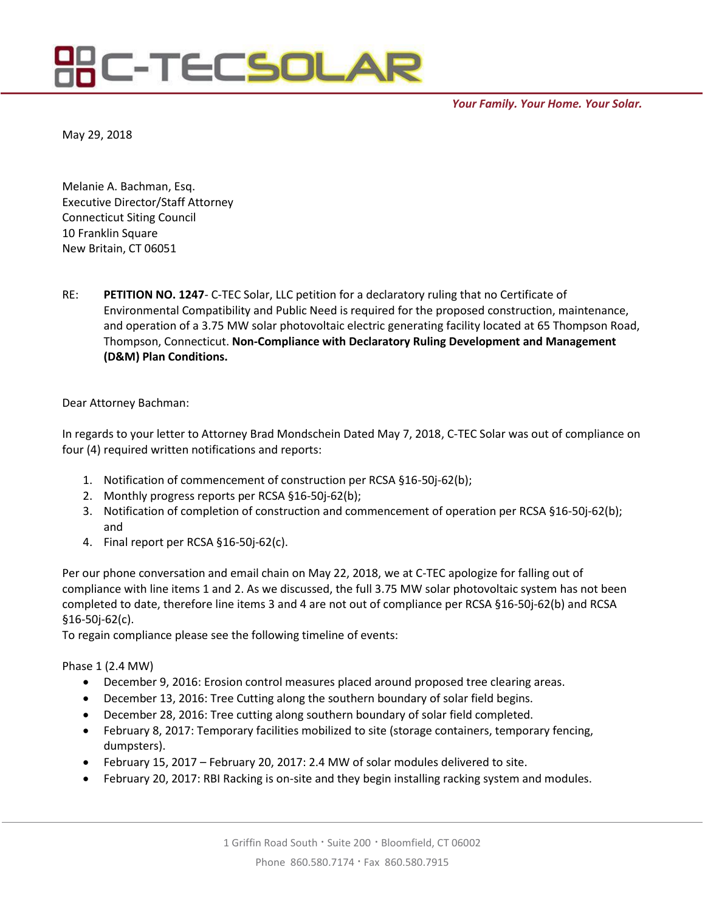# C-TECSOLAR

*Your Family. Your Home. Your Solar.*

May 29, 2018

Melanie A. Bachman, Esq.
Executive Director/Staff Attorney
Connecticut Siting Council
10 Franklin Square
New Britain, CT 06051

RE: **PETITION NO. 1247**- C-TEC Solar, LLC petition for a declaratory ruling that no Certificate of Environmental Compatibility and Public Need is required for the proposed construction, maintenance, and operation of a 3.75 MW solar photovoltaic electric generating facility located at 65 Thompson Road, Thompson, Connecticut. **Non-Compliance with Declaratory Ruling Development and Management (D&M) Plan Conditions.**

Dear Attorney Bachman:

In regards to your letter to Attorney Brad Mondschein Dated May 7, 2018, C-TEC Solar was out of compliance on four (4) required written notifications and reports:

1. Notification of commencement of construction per RCSA §16-50j-62(b);
2. Monthly progress reports per RCSA §16-50j-62(b);
3. Notification of completion of construction and commencement of operation per RCSA §16-50j-62(b); and
4. Final report per RCSA §16-50j-62(c).

Per our phone conversation and email chain on May 22, 2018, we at C-TEC apologize for falling out of compliance with line items 1 and 2. As we discussed, the full 3.75 MW solar photovoltaic system has not been completed to date, therefore line items 3 and 4 are not out of compliance per RCSA §16-50j-62(b) and RCSA §16-50j-62(c).
To regain compliance please see the following timeline of events:

Phase 1 (2.4 MW)

- December 9, 2016: Erosion control measures placed around proposed tree clearing areas.
- December 13, 2016: Tree Cutting along the southern boundary of solar field begins.
- December 28, 2016: Tree cutting along southern boundary of solar field completed.
- February 8, 2017: Temporary facilities mobilized to site (storage containers, temporary fencing, dumpsters).
- February 15, 2017 – February 20, 2017: 2.4 MW of solar modules delivered to site.
- February 20, 2017: RBI Racking is on-site and they begin installing racking system and modules.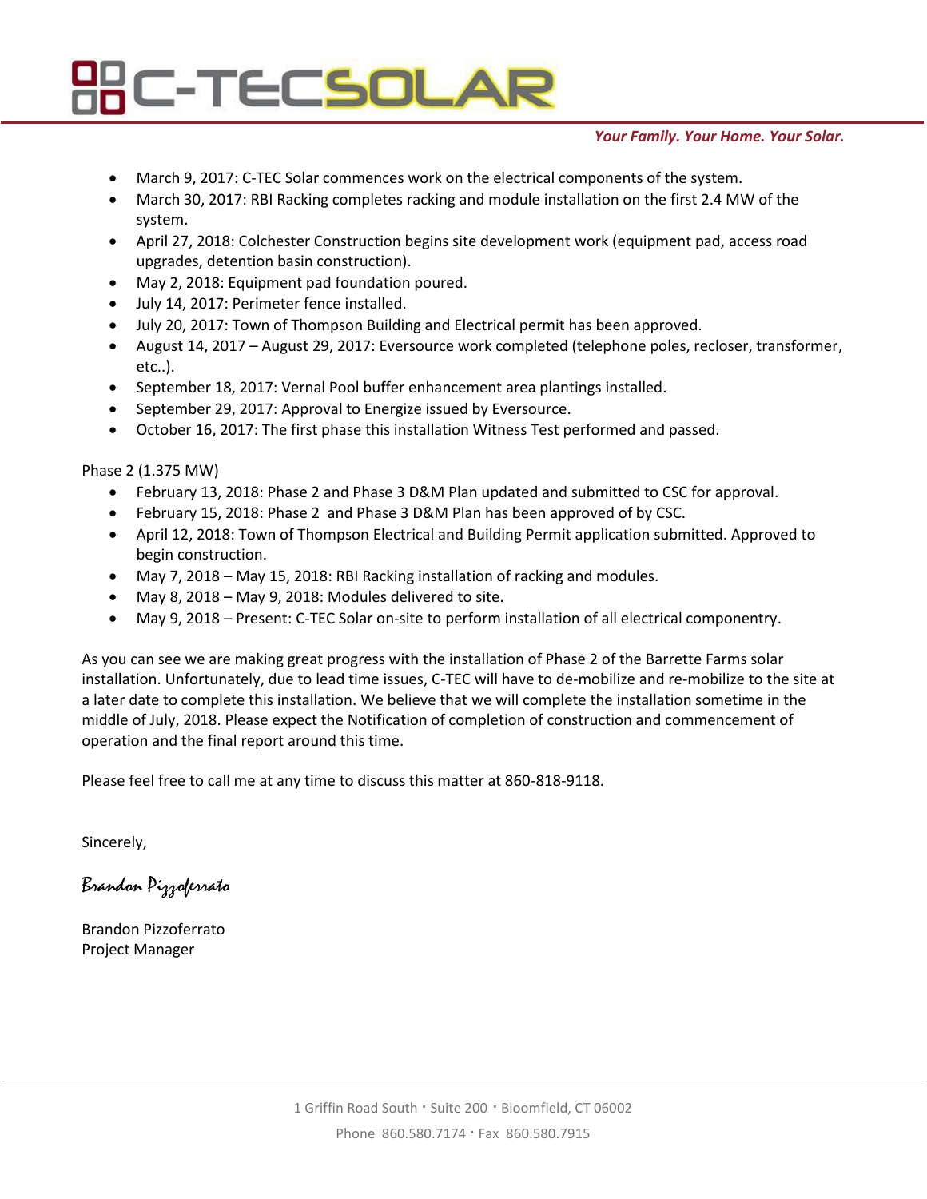- March 9, 2017: C-TEC Solar commences work on the electrical components of the system.
- March 30, 2017: RBI Racking completes racking and module installation on the first 2.4 MW of the system.
- April 27, 2018: Colchester Construction begins site development work (equipment pad, access road upgrades, detention basin construction).
- May 2, 2018: Equipment pad foundation poured.
- July 14, 2017: Perimeter fence installed.
- July 20, 2017: Town of Thompson Building and Electrical permit has been approved.
- August 14, 2017 – August 29, 2017: Eversource work completed (telephone poles, recloser, transformer, etc..).
- September 18, 2017: Vernal Pool buffer enhancement area plantings installed.
- September 29, 2017: Approval to Energize issued by Eversource.
- October 16, 2017: The first phase this installation Witness Test performed and passed.

Phase 2 (1.375 MW)

- February 13, 2018: Phase 2 and Phase 3 D&M Plan updated and submitted to CSC for approval.
- February 15, 2018: Phase 2 and Phase 3 D&M Plan has been approved of by CSC.
- April 12, 2018: Town of Thompson Electrical and Building Permit application submitted. Approved to begin construction.
- May 7, 2018 – May 15, 2018: RBI Racking installation of racking and modules.
- May 8, 2018 – May 9, 2018: Modules delivered to site.
- May 9, 2018 – Present: C-TEC Solar on-site to perform installation of all electrical componentry.

As you can see we are making great progress with the installation of Phase 2 of the Barrette Farms solar installation. Unfortunately, due to lead time issues, C-TEC will have to de-mobilize and re-mobilize to the site at a later date to complete this installation. We believe that we will complete the installation sometime in the middle of July, 2018. Please expect the Notification of completion of construction and commencement of operation and the final report around this time.

Please feel free to call me at any time to discuss this matter at 860-818-9118.

Sincerely,

*Brandon Pizzoferrato*

Brandon Pizzoferrato
Project Manager